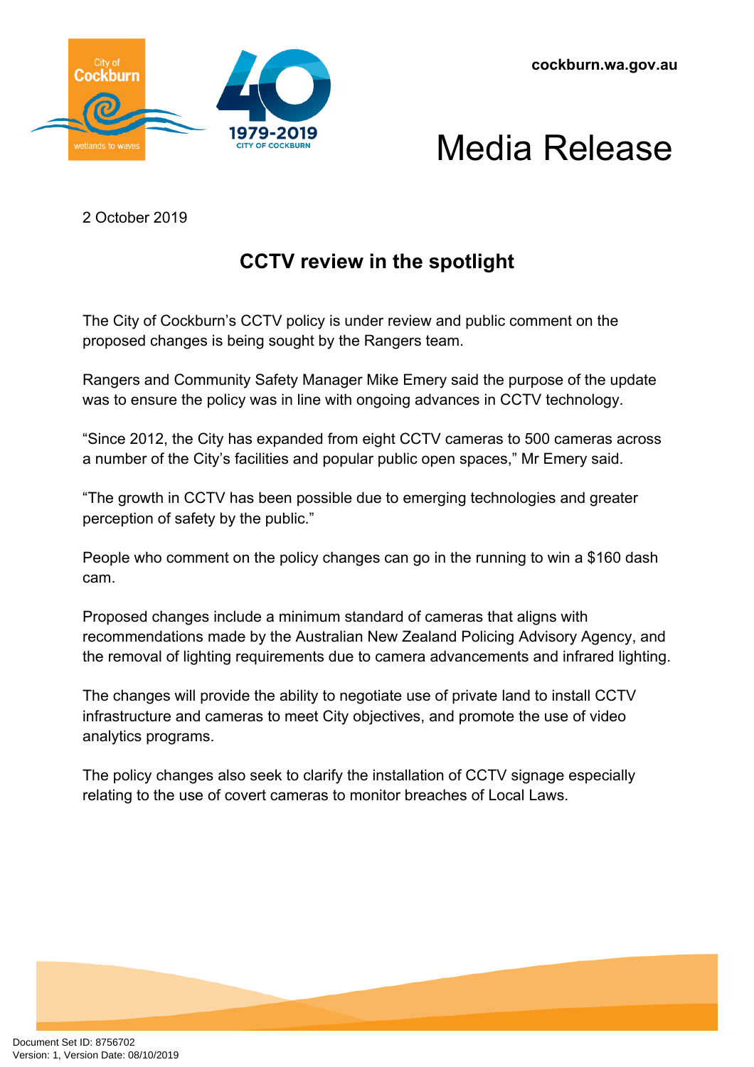cockburn.wa.gov.au

# Media Release

2 October 2019

## CCTV review in the spotlight

The City of Cockburn's CCTV policy is under review and public comment on the proposed changes is being sought by the Rangers team.

Rangers and Community Safety Manager Mike Emery said the purpose of the update was to ensure the policy was in line with ongoing advances in CCTV technology.

"Since 2012, the City has expanded from eight CCTV cameras to 500 cameras across a number of the City's facilities and popular public open spaces," Mr Emery said.

"The growth in CCTV has been possible due to emerging technologies and greater perception of safety by the public."

People who comment on the policy changes can go in the running to win a $160 dash cam.

Proposed changes include a minimum standard of cameras that aligns with recommendations made by the Australian New Zealand Policing Advisory Agency, and the removal of lighting requirements due to camera advancements and infrared lighting.

The changes will provide the ability to negotiate use of private land to install CCTV infrastructure and cameras to meet City objectives, and promote the use of video analytics programs.

The policy changes also seek to clarify the installation of CCTV signage especially relating to the use of covert cameras to monitor breaches of Local Laws.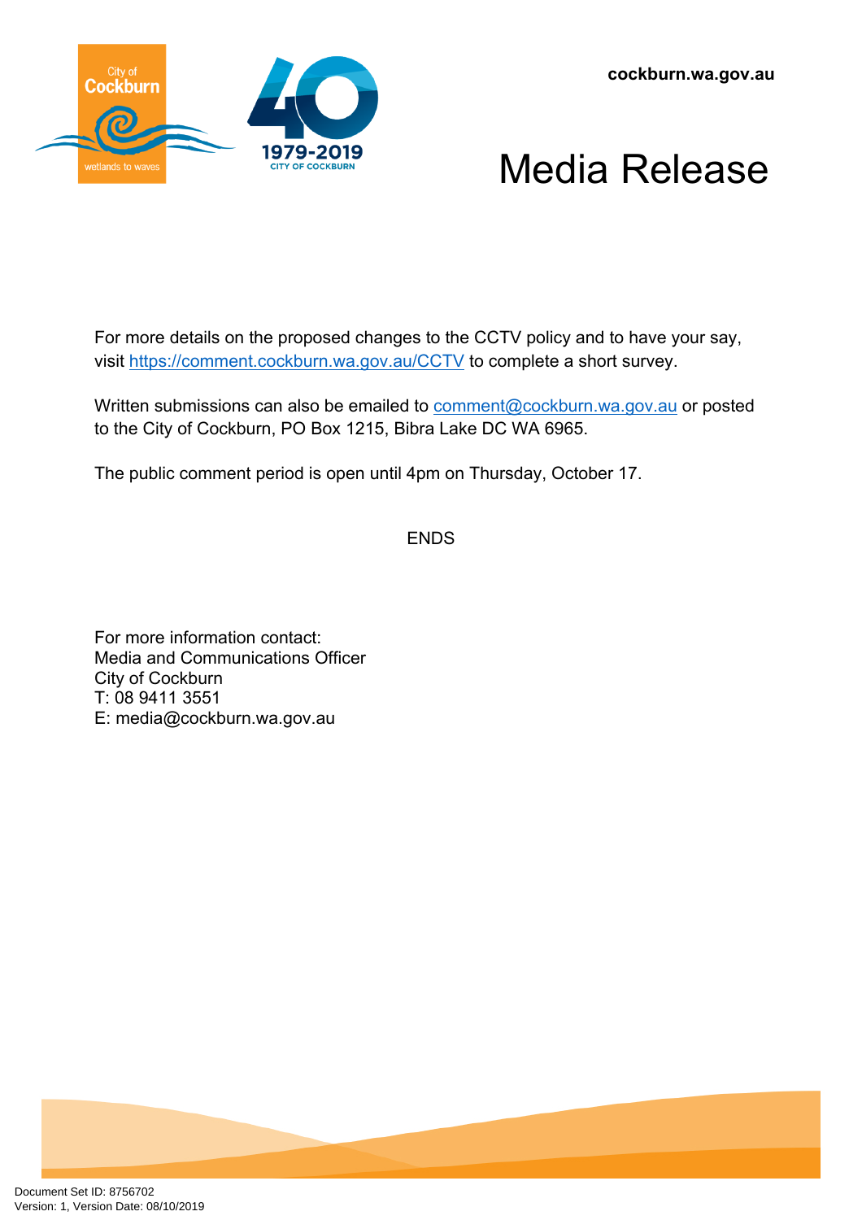cockburn.wa.gov.au

# Media Release

For more details on the proposed changes to the CCTV policy and to have your say, visit https://comment.cockburn.wa.gov.au/CCTV to complete a short survey.

Written submissions can also be emailed to comment@cockburn.wa.gov.au or posted to the City of Cockburn, PO Box 1215, Bibra Lake DC WA 6965.

The public comment period is open until 4pm on Thursday, October 17.

ENDS

For more information contact:
Media and Communications Officer
City of Cockburn
T: 08 9411 3551
E: media@cockburn.wa.gov.au